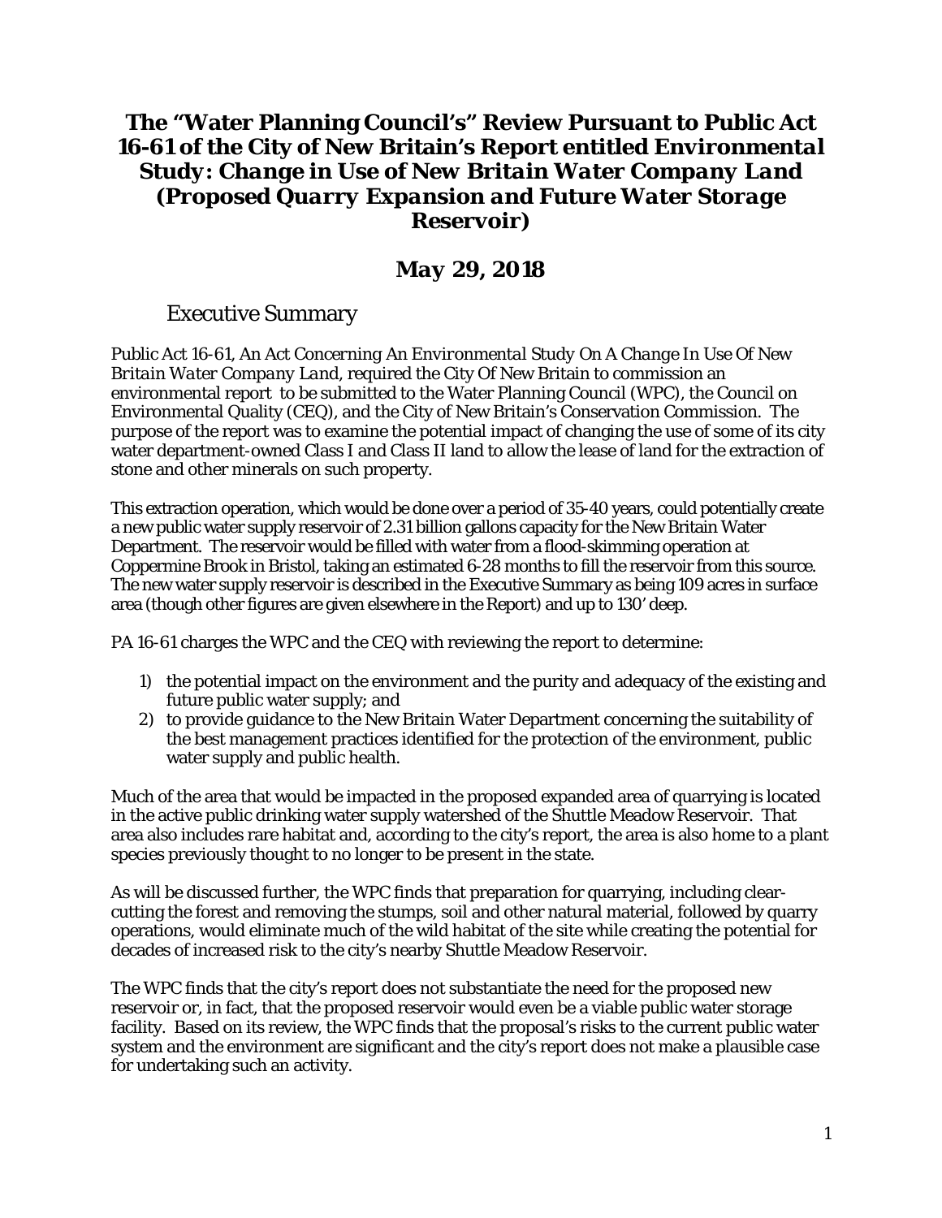# The "Water Planning Council's" Review Pursuant to Public Act 16-61 of the City of New Britain's Report entitled *Environmental Study: Change in Use of New Britain Water Company Land (Proposed Quarry Expansion and Future Water Storage Reservoir)*

## May 29, 2018

### Executive Summary

Public Act 16-61, *An Act Concerning An Environmental Study On A Change In Use Of New Britain Water Company Land*, required the City Of New Britain to commission an environmental report to be submitted to the Water Planning Council (WPC), the Council on Environmental Quality (CEQ), and the City of New Britain's Conservation Commission. The purpose of the report was to examine the potential impact of changing the use of some of its city water department-owned Class I and Class II land to allow the lease of land for the extraction of stone and other minerals on such property.

This extraction operation, which would be done over a period of 35-40 years, could potentially create a new public water supply reservoir of 2.31 billion gallons capacity for the New Britain Water Department. The reservoir would be filled with water from a flood-skimming operation at Coppermine Brook in Bristol, taking an estimated 6-28 months to fill the reservoir from this source. The new water supply reservoir is described in the Executive Summary as being 109 acres in surface area (though other figures are given elsewhere in the Report) and up to 130' deep.

PA 16-61 charges the WPC and the CEQ with reviewing the report to determine:

1) the potential impact on the environment and the purity and adequacy of the existing and future public water supply; and
2) to provide guidance to the New Britain Water Department concerning the suitability of the best management practices identified for the protection of the environment, public water supply and public health.

Much of the area that would be impacted in the proposed expanded area of quarrying is located in the active public drinking water supply watershed of the Shuttle Meadow Reservoir. That area also includes rare habitat and, according to the city's report, the area is also home to a plant species previously thought to no longer to be present in the state.

As will be discussed further, the WPC finds that preparation for quarrying, including clear-cutting the forest and removing the stumps, soil and other natural material, followed by quarry operations, would eliminate much of the wild habitat of the site while creating the potential for decades of increased risk to the city's nearby Shuttle Meadow Reservoir.

The WPC finds that the city's report does not substantiate the need for the proposed new reservoir or, in fact, that the proposed reservoir would even be a viable public water storage facility. Based on its review, the WPC finds that the proposal's risks to the current public water system and the environment are significant and the city's report does not make a plausible case for undertaking such an activity.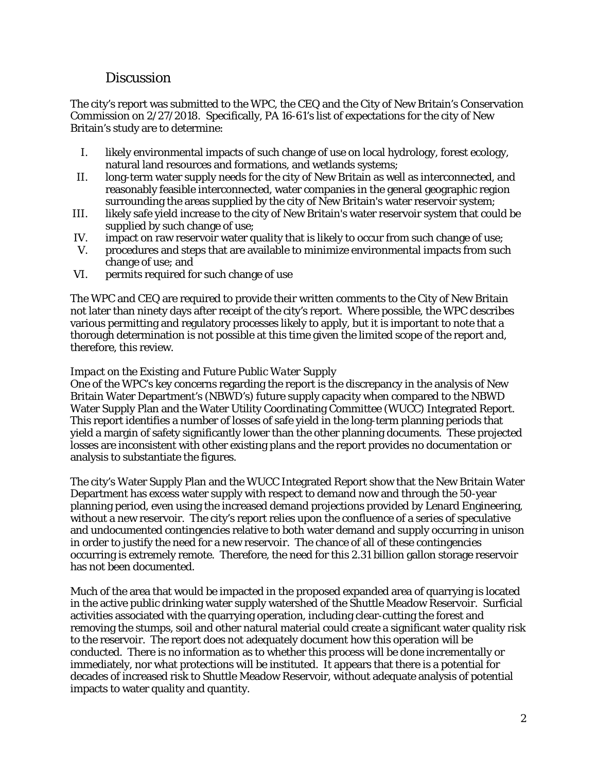## Discussion

The city's report was submitted to the WPC, the CEQ and the City of New Britain's Conservation Commission on 2/27/2018. Specifically, PA 16-61's list of expectations for the city of New Britain's study are to determine:

I. likely environmental impacts of such change of use on local hydrology, forest ecology, natural land resources and formations, and wetlands systems;
II. long-term water supply needs for the city of New Britain as well as interconnected, and reasonably feasible interconnected, water companies in the general geographic region surrounding the areas supplied by the city of New Britain's water reservoir system;
III. likely safe yield increase to the city of New Britain's water reservoir system that could be supplied by such change of use;
IV. impact on raw reservoir water quality that is likely to occur from such change of use;
V. procedures and steps that are available to minimize environmental impacts from such change of use; and
VI. permits required for such change of use

The WPC and CEQ are required to provide their written comments to the City of New Britain not later than ninety days after receipt of the city's report. Where possible, the WPC describes various permitting and regulatory processes likely to apply, but it is important to note that a thorough determination is not possible at this time given the limited scope of the report and, therefore, this review.

### *Impact on the Existing and Future Public Water Supply*

One of the WPC's key concerns regarding the report is the discrepancy in the analysis of New Britain Water Department's (NBWD's) future supply capacity when compared to the NBWD Water Supply Plan and the Water Utility Coordinating Committee (WUCC) Integrated Report. This report identifies a number of losses of safe yield in the long-term planning periods that yield a margin of safety significantly lower than the other planning documents. These projected losses are inconsistent with other existing plans and the report provides no documentation or analysis to substantiate the figures.

The city's Water Supply Plan and the WUCC Integrated Report show that the New Britain Water Department has excess water supply with respect to demand now and through the 50-year planning period, even using the increased demand projections provided by Lenard Engineering, without a new reservoir. The city's report relies upon the confluence of a series of speculative and undocumented contingencies relative to both water demand and supply occurring in unison in order to justify the need for a new reservoir. The chance of all of these contingencies occurring is extremely remote. Therefore, the need for this 2.31 billion gallon storage reservoir has not been documented.

Much of the area that would be impacted in the proposed expanded area of quarrying is located in the active public drinking water supply watershed of the Shuttle Meadow Reservoir. Surficial activities associated with the quarrying operation, including clear-cutting the forest and removing the stumps, soil and other natural material could create a significant water quality risk to the reservoir. The report does not adequately document how this operation will be conducted. There is no information as to whether this process will be done incrementally or immediately, nor what protections will be instituted. It appears that there is a potential for decades of increased risk to Shuttle Meadow Reservoir, without adequate analysis of potential impacts to water quality and quantity.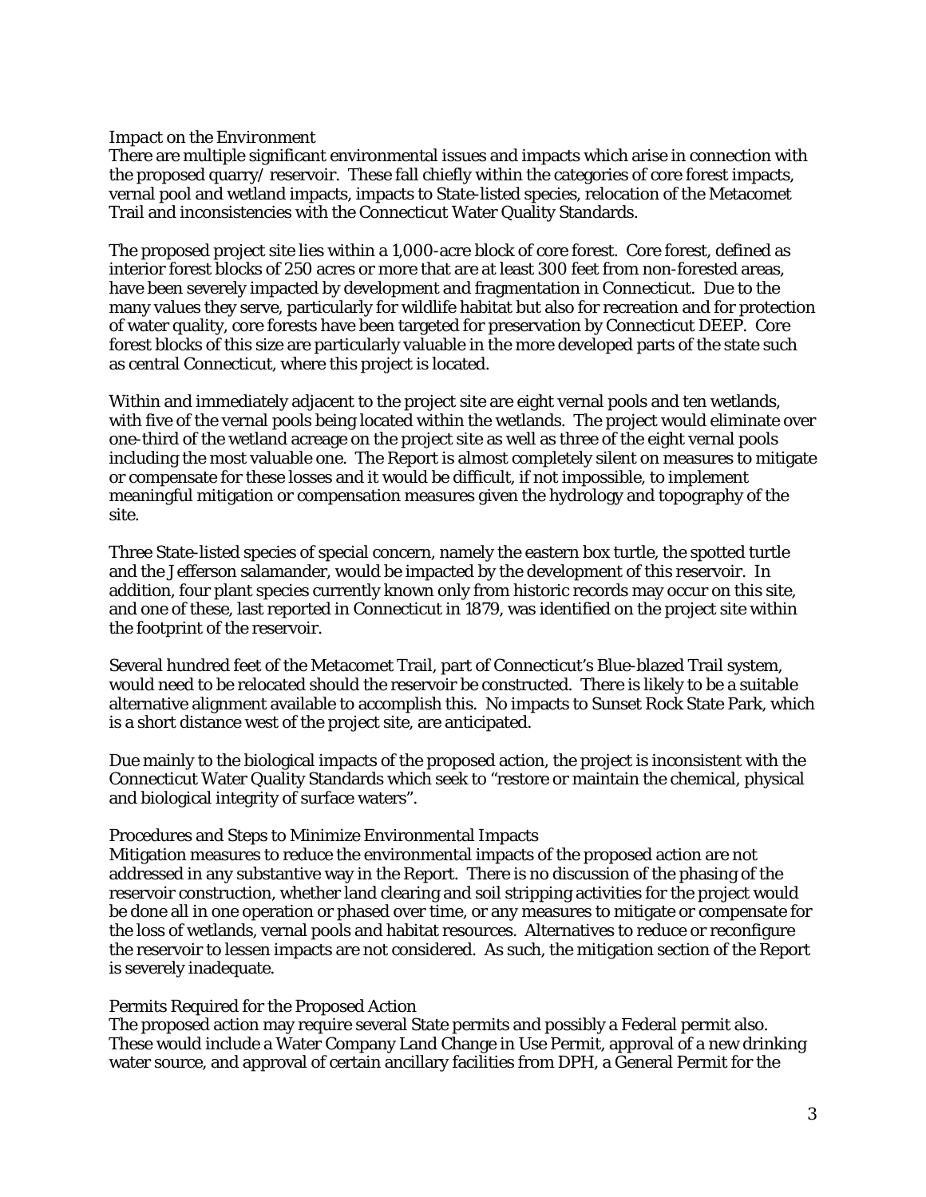## Impact on the Environment

There are multiple significant environmental issues and impacts which arise in connection with the proposed quarry/reservoir. These fall chiefly within the categories of core forest impacts, vernal pool and wetland impacts, impacts to State-listed species, relocation of the Metacomet Trail and inconsistencies with the Connecticut Water Quality Standards.

The proposed project site lies within a 1,000-acre block of core forest. Core forest, defined as interior forest blocks of 250 acres or more that are at least 300 feet from non-forested areas, have been severely impacted by development and fragmentation in Connecticut. Due to the many values they serve, particularly for wildlife habitat but also for recreation and for protection of water quality, core forests have been targeted for preservation by Connecticut DEEP. Core forest blocks of this size are particularly valuable in the more developed parts of the state such as central Connecticut, where this project is located.

Within and immediately adjacent to the project site are eight vernal pools and ten wetlands, with five of the vernal pools being located within the wetlands. The project would eliminate over one-third of the wetland acreage on the project site as well as three of the eight vernal pools including the most valuable one. The Report is almost completely silent on measures to mitigate or compensate for these losses and it would be difficult, if not impossible, to implement meaningful mitigation or compensation measures given the hydrology and topography of the site.

Three State-listed species of special concern, namely the eastern box turtle, the spotted turtle and the Jefferson salamander, would be impacted by the development of this reservoir. In addition, four plant species currently known only from historic records may occur on this site, and one of these, last reported in Connecticut in 1879, was identified on the project site within the footprint of the reservoir.

Several hundred feet of the Metacomet Trail, part of Connecticut's Blue-blazed Trail system, would need to be relocated should the reservoir be constructed. There is likely to be a suitable alternative alignment available to accomplish this. No impacts to Sunset Rock State Park, which is a short distance west of the project site, are anticipated.

Due mainly to the biological impacts of the proposed action, the project is inconsistent with the Connecticut Water Quality Standards which seek to "restore or maintain the chemical, physical and biological integrity of surface waters".

## Procedures and Steps to Minimize Environmental Impacts

Mitigation measures to reduce the environmental impacts of the proposed action are not addressed in any substantive way in the Report. There is no discussion of the phasing of the reservoir construction, whether land clearing and soil stripping activities for the project would be done all in one operation or phased over time, or any measures to mitigate or compensate for the loss of wetlands, vernal pools and habitat resources. Alternatives to reduce or reconfigure the reservoir to lessen impacts are not considered. As such, the mitigation section of the Report is severely inadequate.

## Permits Required for the Proposed Action

The proposed action may require several State permits and possibly a Federal permit also. These would include a Water Company Land Change in Use Permit, approval of a new drinking water source, and approval of certain ancillary facilities from DPH, a General Permit for the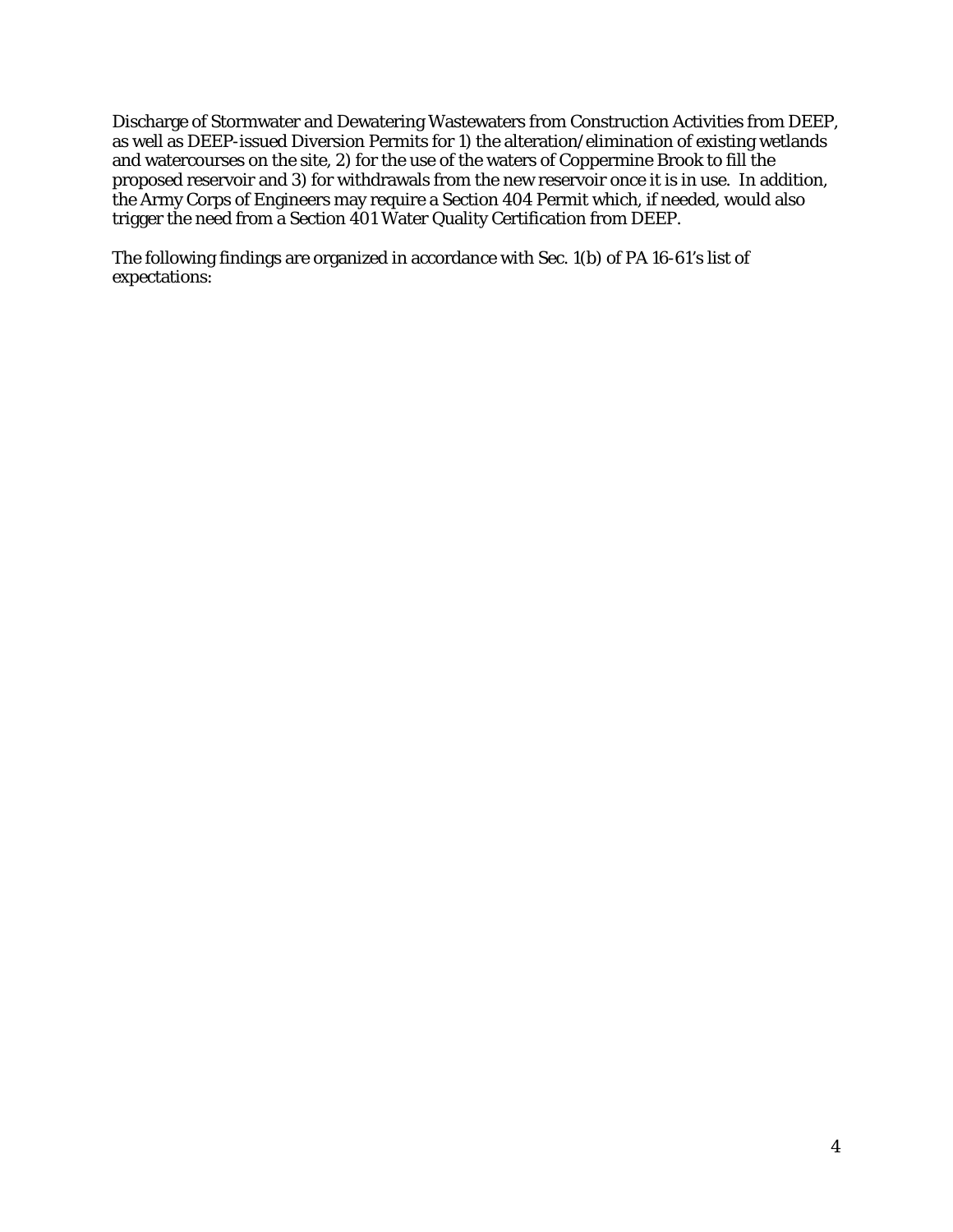Discharge of Stormwater and Dewatering Wastewaters from Construction Activities from DEEP, as well as DEEP-issued Diversion Permits for 1) the alteration/elimination of existing wetlands and watercourses on the site, 2) for the use of the waters of Coppermine Brook to fill the proposed reservoir and 3) for withdrawals from the new reservoir once it is in use. In addition, the Army Corps of Engineers may require a Section 404 Permit which, if needed, would also trigger the need from a Section 401 Water Quality Certification from DEEP.

The following findings are organized in accordance with Sec. 1(b) of PA 16-61's list of expectations: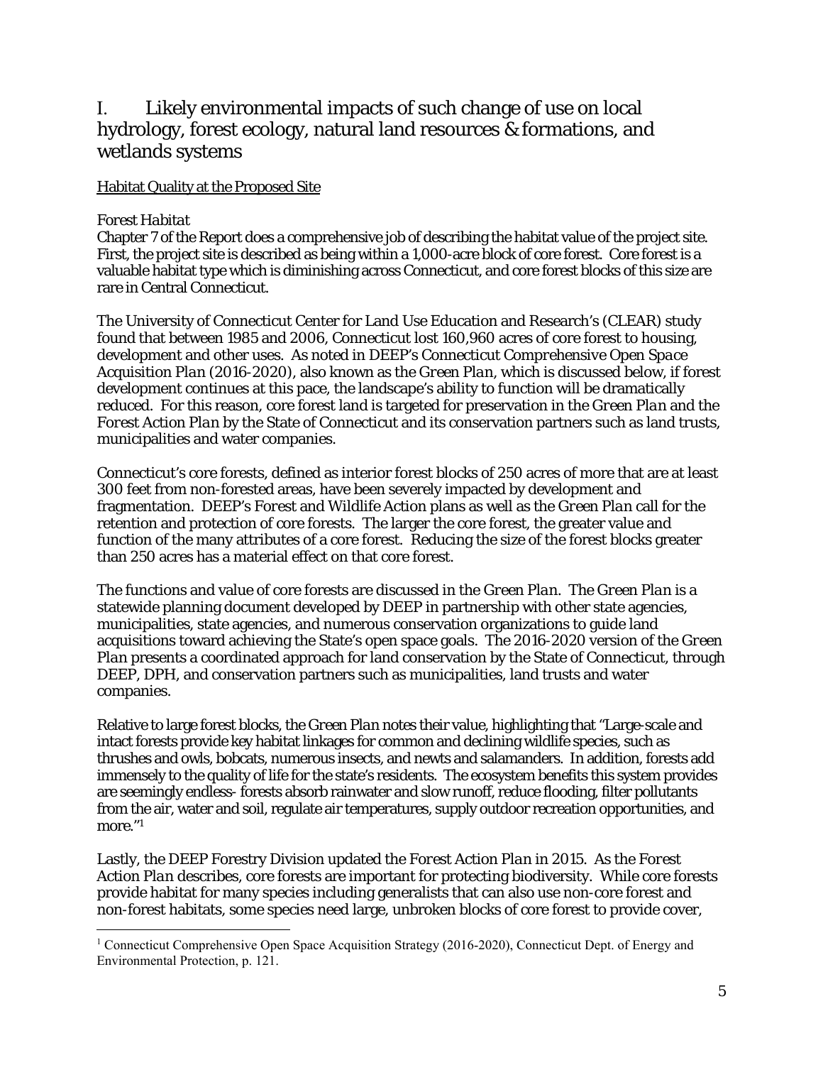# I. Likely environmental impacts of such change of use on local hydrology, forest ecology, natural land resources & formations, and wetlands systems

<u>Habitat Quality at the Proposed Site</u>

*Forest Habitat*

Chapter 7 of the Report does a comprehensive job of describing the habitat value of the project site. First, the project site is described as being within a 1,000-acre block of core forest. Core forest is a valuable habitat type which is diminishing across Connecticut, and core forest blocks of this size are rare in Central Connecticut.

The University of Connecticut Center for Land Use Education and Research's (CLEAR) study found that between 1985 and 2006, Connecticut lost 160,960 acres of core forest to housing, development and other uses. As noted in DEEP's *Connecticut Comprehensive Open Space Acquisition Plan (2016-2020)*, also known as the *Green Plan*, which is discussed below, if forest development continues at this pace, the landscape's ability to function will be dramatically reduced. For this reason, core forest land is targeted for preservation in the *Green Plan* and the *Forest Action Plan* by the State of Connecticut and its conservation partners such as land trusts, municipalities and water companies.

Connecticut's core forests, defined as interior forest blocks of 250 acres of more that are at least 300 feet from non-forested areas, have been severely impacted by development and fragmentation. DEEP's *Forest and Wildlife Action* plans as well as the *Green Plan* call for the retention and protection of core forests. The larger the core forest, the greater value and function of the many attributes of a core forest. Reducing the size of the forest blocks greater than 250 acres has a material effect on that core forest.

The functions and value of core forests are discussed in the *Green Plan*. The *Green Plan* is a statewide planning document developed by DEEP in partnership with other state agencies, municipalities, state agencies, and numerous conservation organizations to guide land acquisitions toward achieving the State's open space goals. The 2016-2020 version of the *Green Plan* presents a coordinated approach for land conservation by the State of Connecticut, through DEEP, DPH, and conservation partners such as municipalities, land trusts and water companies.

Relative to large forest blocks, the *Green Plan* notes their value, highlighting that "Large-scale and intact forests provide key habitat linkages for common and declining wildlife species, such as thrushes and owls, bobcats, numerous insects, and newts and salamanders. In addition, forests add immensely to the quality of life for the state's residents. The ecosystem benefits this system provides are seemingly endless- forests absorb rainwater and slow runoff, reduce flooding, filter pollutants from the air, water and soil, regulate air temperatures, supply outdoor recreation opportunities, and more."[1]

Lastly, the DEEP Forestry Division updated the *Forest Action Plan* in 2015. As the *Forest Action Plan* describes, core forests are important for protecting biodiversity. While core forests provide habitat for many species including generalists that can also use non-core forest and non-forest habitats, some species need large, unbroken blocks of core forest to provide cover,

---

[1] Connecticut Comprehensive Open Space Acquisition Strategy (2016-2020), Connecticut Dept. of Energy and Environmental Protection, p. 121.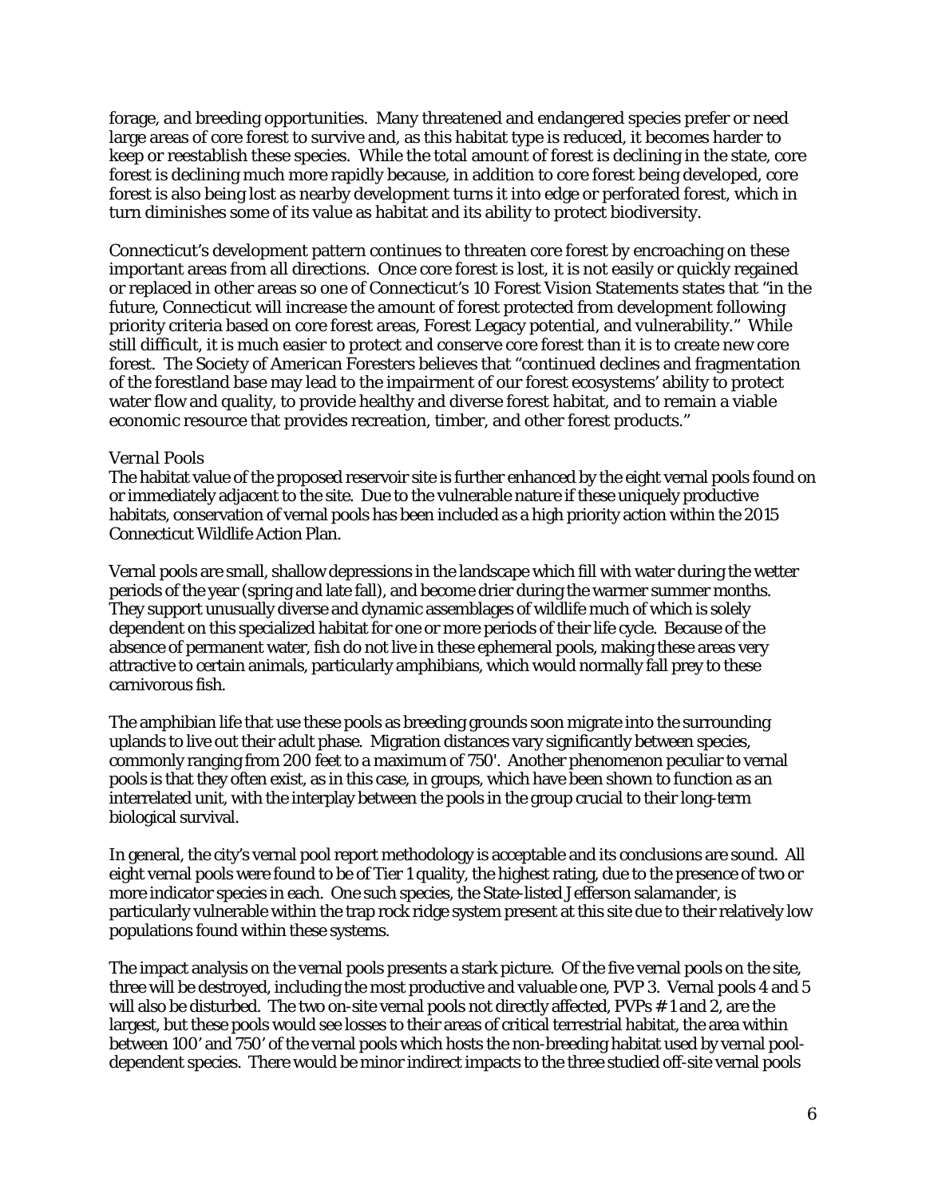forage, and breeding opportunities. Many threatened and endangered species prefer or need large areas of core forest to survive and, as this habitat type is reduced, it becomes harder to keep or reestablish these species. While the total amount of forest is declining in the state, core forest is declining much more rapidly because, in addition to core forest being developed, core forest is also being lost as nearby development turns it into edge or perforated forest, which in turn diminishes some of its value as habitat and its ability to protect biodiversity.

Connecticut's development pattern continues to threaten core forest by encroaching on these important areas from all directions. Once core forest is lost, it is not easily or quickly regained or replaced in other areas so one of Connecticut's 10 Forest Vision Statements states that "in the future, Connecticut will increase the amount of forest protected from development following priority criteria based on core forest areas, Forest Legacy potential, and vulnerability." While still difficult, it is much easier to protect and conserve core forest than it is to create new core forest. The Society of American Foresters believes that "continued declines and fragmentation of the forestland base may lead to the impairment of our forest ecosystems' ability to protect water flow and quality, to provide healthy and diverse forest habitat, and to remain a viable economic resource that provides recreation, timber, and other forest products."

*Vernal Pools*

The habitat value of the proposed reservoir site is further enhanced by the eight vernal pools found on or immediately adjacent to the site. Due to the vulnerable nature if these uniquely productive habitats, conservation of vernal pools has been included as a high priority action within the 2015 Connecticut Wildlife Action Plan.

Vernal pools are small, shallow depressions in the landscape which fill with water during the wetter periods of the year (spring and late fall), and become drier during the warmer summer months. They support unusually diverse and dynamic assemblages of wildlife much of which is solely dependent on this specialized habitat for one or more periods of their life cycle. Because of the absence of permanent water, fish do not live in these ephemeral pools, making these areas very attractive to certain animals, particularly amphibians, which would normally fall prey to these carnivorous fish.

The amphibian life that use these pools as breeding grounds soon migrate into the surrounding uplands to live out their adult phase. Migration distances vary significantly between species, commonly ranging from 200 feet to a maximum of 750'. Another phenomenon peculiar to vernal pools is that they often exist, as in this case, in groups, which have been shown to function as an interrelated unit, with the interplay between the pools in the group crucial to their long-term biological survival.

In general, the city's vernal pool report methodology is acceptable and its conclusions are sound. All eight vernal pools were found to be of Tier 1 quality, the highest rating, due to the presence of two or more indicator species in each. One such species, the State-listed Jefferson salamander, is particularly vulnerable within the trap rock ridge system present at this site due to their relatively low populations found within these systems.

The impact analysis on the vernal pools presents a stark picture. Of the five vernal pools on the site, three will be destroyed, including the most productive and valuable one, PVP 3. Vernal pools 4 and 5 will also be disturbed. The two on-site vernal pools not directly affected, PVPs # 1 and 2, are the largest, but these pools would see losses to their areas of critical terrestrial habitat, the area within between 100' and 750' of the vernal pools which hosts the non-breeding habitat used by vernal pool-dependent species. There would be minor indirect impacts to the three studied off-site vernal pools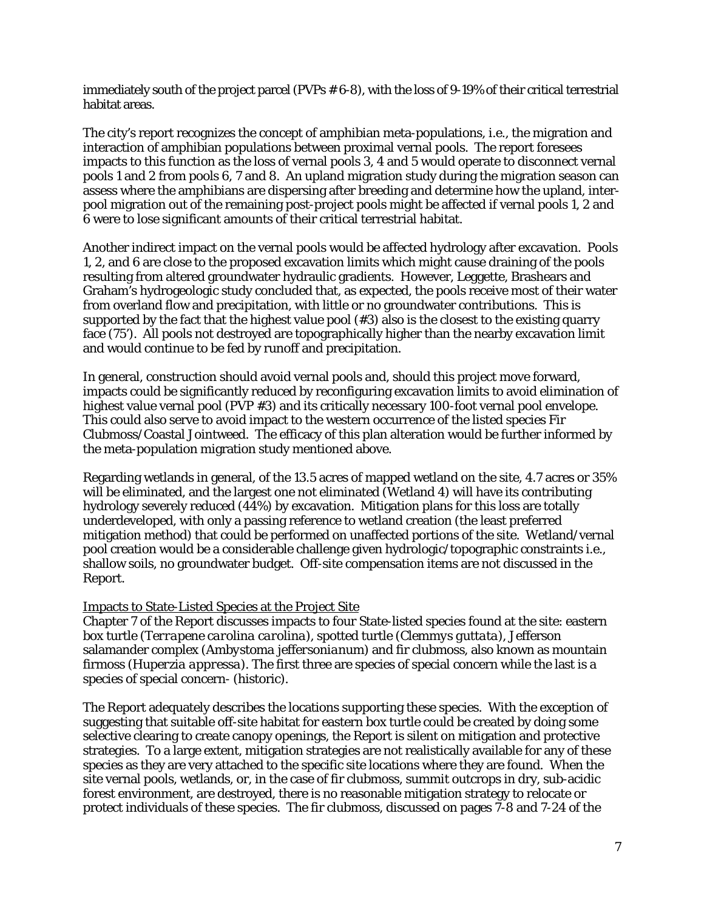immediately south of the project parcel (PVPs # 6-8), with the loss of 9-19% of their critical terrestrial habitat areas.

The city's report recognizes the concept of amphibian meta-populations, i.e., the migration and interaction of amphibian populations between proximal vernal pools. The report foresees impacts to this function as the loss of vernal pools 3, 4 and 5 would operate to disconnect vernal pools 1 and 2 from pools 6, 7 and 8. An upland migration study during the migration season can assess where the amphibians are dispersing after breeding and determine how the upland, inter-pool migration out of the remaining post-project pools might be affected if vernal pools 1, 2 and 6 were to lose significant amounts of their critical terrestrial habitat.

Another indirect impact on the vernal pools would be affected hydrology after excavation. Pools 1, 2, and 6 are close to the proposed excavation limits which might cause draining of the pools resulting from altered groundwater hydraulic gradients. However, Leggette, Brashears and Graham's hydrogeologic study concluded that, as expected, the pools receive most of their water from overland flow and precipitation, with little or no groundwater contributions. This is supported by the fact that the highest value pool (#3) also is the closest to the existing quarry face (75'). All pools not destroyed are topographically higher than the nearby excavation limit and would continue to be fed by runoff and precipitation.

In general, construction should avoid vernal pools and, should this project move forward, impacts could be significantly reduced by reconfiguring excavation limits to avoid elimination of highest value vernal pool (PVP #3) and its critically necessary 100-foot vernal pool envelope. This could also serve to avoid impact to the western occurrence of the listed species Fir Clubmoss/Coastal Jointweed. The efficacy of this plan alteration would be further informed by the meta-population migration study mentioned above.

Regarding wetlands in general, of the 13.5 acres of mapped wetland on the site, 4.7 acres or 35% will be eliminated, and the largest one not eliminated (Wetland 4) will have its contributing hydrology severely reduced (44%) by excavation. Mitigation plans for this loss are totally underdeveloped, with only a passing reference to wetland creation (the least preferred mitigation method) that could be performed on unaffected portions of the site. Wetland/vernal pool creation would be a considerable challenge given hydrologic/topographic constraints i.e., shallow soils, no groundwater budget. Off-site compensation items are not discussed in the Report.

<u>Impacts to State-Listed Species at the Project Site</u>

Chapter 7 of the Report discusses impacts to four State-listed species found at the site: eastern box turtle (*Terrapene carolina carolina*), spotted turtle (*Clemmys guttata*), Jefferson salamander complex (*Ambystoma jeffersonianum*) and fir clubmoss, also known as mountain firmoss (*Huperzia appressa*). The first three are species of special concern while the last is a species of special concern- (historic).

The Report adequately describes the locations supporting these species. With the exception of suggesting that suitable off-site habitat for eastern box turtle could be created by doing some selective clearing to create canopy openings, the Report is silent on mitigation and protective strategies. To a large extent, mitigation strategies are not realistically available for any of these species as they are very attached to the specific site locations where they are found. When the site vernal pools, wetlands, or, in the case of fir clubmoss, summit outcrops in dry, sub-acidic forest environment, are destroyed, there is no reasonable mitigation strategy to relocate or protect individuals of these species. The fir clubmoss, discussed on pages 7-8 and 7-24 of the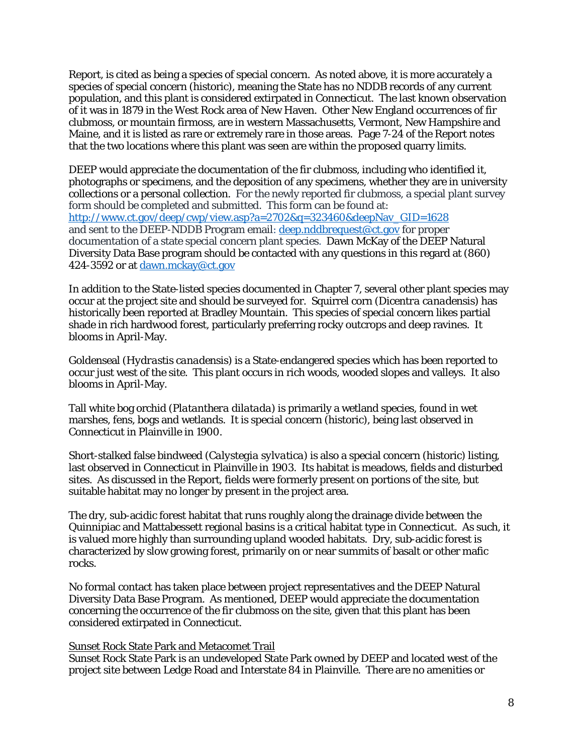Report, is cited as being a species of special concern. As noted above, it is more accurately a species of special concern (historic), meaning the State has no NDDB records of any current population, and this plant is considered extirpated in Connecticut. The last known observation of it was in 1879 in the West Rock area of New Haven. Other New England occurrences of fir clubmoss, or mountain firmoss, are in western Massachusetts, Vermont, New Hampshire and Maine, and it is listed as rare or extremely rare in those areas. Page 7-24 of the Report notes that the two locations where this plant was seen are within the proposed quarry limits.

DEEP would appreciate the documentation of the fir clubmoss, including who identified it, photographs or specimens, and the deposition of any specimens, whether they are in university collections or a personal collection. For the newly reported fir clubmoss, a special plant survey form should be completed and submitted. This form can be found at: [http://www.ct.gov/deep/cwp/view.asp?a=2702&q=323460&deepNav_GID=1628](http://www.ct.gov/deep/cwp/view.asp?a=2702&q=323460&deepNav_GID=1628) and sent to the DEEP-NDDB Program email: [deep.nddbrequest@ct.gov](mailto:deep.nddbrequest@ct.gov) for proper documentation of a state special concern plant species. Dawn McKay of the DEEP Natural Diversity Data Base program should be contacted with any questions in this regard at (860) 424-3592 or at [dawn.mckay@ct.gov](mailto:dawn.mckay@ct.gov)

In addition to the State-listed species documented in Chapter 7, several other plant species may occur at the project site and should be surveyed for. Squirrel corn (*Dicentra canadensis*) has historically been reported at Bradley Mountain. This species of special concern likes partial shade in rich hardwood forest, particularly preferring rocky outcrops and deep ravines. It blooms in April-May.

Goldenseal (*Hydrastis canadensis*) is a State-endangered species which has been reported to occur just west of the site. This plant occurs in rich woods, wooded slopes and valleys. It also blooms in April-May.

Tall white bog orchid (*Platanthera dilatada*) is primarily a wetland species, found in wet marshes, fens, bogs and wetlands. It is special concern (historic), being last observed in Connecticut in Plainville in 1900.

Short-stalked false bindweed (*Calystegia sylvatica*) is also a special concern (historic) listing, last observed in Connecticut in Plainville in 1903. Its habitat is meadows, fields and disturbed sites. As discussed in the Report, fields were formerly present on portions of the site, but suitable habitat may no longer by present in the project area.

The dry, sub-acidic forest habitat that runs roughly along the drainage divide between the Quinnipiac and Mattabessett regional basins is a critical habitat type in Connecticut. As such, it is valued more highly than surrounding upland wooded habitats. Dry, sub-acidic forest is characterized by slow growing forest, primarily on or near summits of basalt or other mafic rocks.

No formal contact has taken place between project representatives and the DEEP Natural Diversity Data Base Program. As mentioned, DEEP would appreciate the documentation concerning the occurrence of the fir clubmoss on the site, given that this plant has been considered extirpated in Connecticut.

<u>Sunset Rock State Park and Metacomet Trail</u>

Sunset Rock State Park is an undeveloped State Park owned by DEEP and located west of the project site between Ledge Road and Interstate 84 in Plainville. There are no amenities or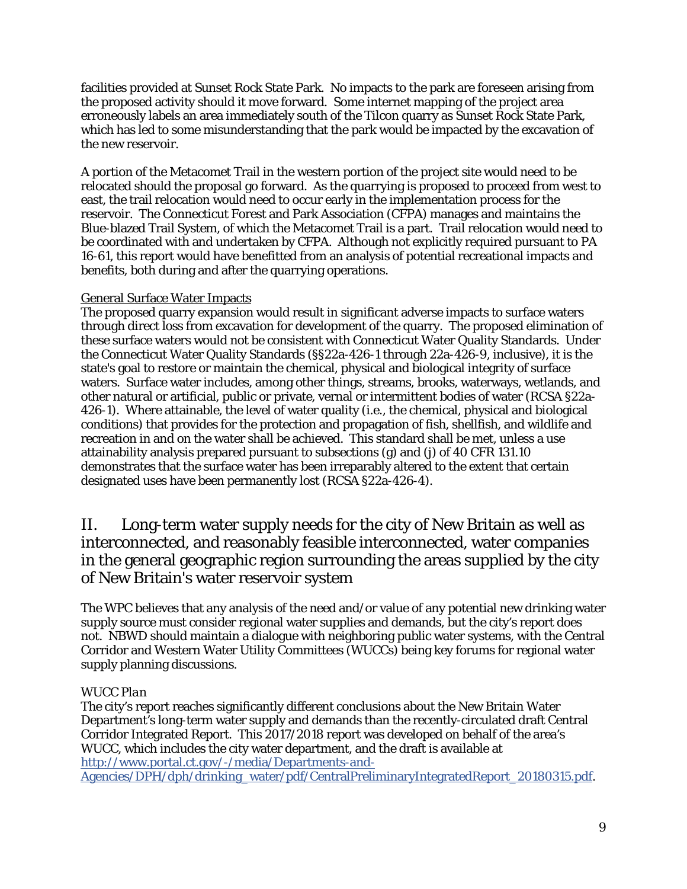facilities provided at Sunset Rock State Park. No impacts to the park are foreseen arising from the proposed activity should it move forward. Some internet mapping of the project area erroneously labels an area immediately south of the Tilcon quarry as Sunset Rock State Park, which has led to some misunderstanding that the park would be impacted by the excavation of the new reservoir.

A portion of the Metacomet Trail in the western portion of the project site would need to be relocated should the proposal go forward. As the quarrying is proposed to proceed from west to east, the trail relocation would need to occur early in the implementation process for the reservoir. The Connecticut Forest and Park Association (CFPA) manages and maintains the Blue-blazed Trail System, of which the Metacomet Trail is a part. Trail relocation would need to be coordinated with and undertaken by CFPA. Although not explicitly required pursuant to PA 16-61, this report would have benefitted from an analysis of potential recreational impacts and benefits, both during and after the quarrying operations.

General Surface Water Impacts

The proposed quarry expansion would result in significant adverse impacts to surface waters through direct loss from excavation for development of the quarry. The proposed elimination of these surface waters would not be consistent with Connecticut Water Quality Standards. Under the Connecticut Water Quality Standards (§§22a-426-1 through 22a-426-9, inclusive), it is the state's goal to restore or maintain the chemical, physical and biological integrity of surface waters. Surface water includes, among other things, streams, brooks, waterways, wetlands, and other natural or artificial, public or private, vernal or intermittent bodies of water (RCSA §22a-426-1). Where attainable, the level of water quality (i.e., the chemical, physical and biological conditions) that provides for the protection and propagation of fish, shellfish, and wildlife and recreation in and on the water shall be achieved. This standard shall be met, unless a use attainability analysis prepared pursuant to subsections (g) and (j) of 40 CFR 131.10 demonstrates that the surface water has been irreparably altered to the extent that certain designated uses have been permanently lost (RCSA §22a-426-4).

## II. Long-term water supply needs for the city of New Britain as well as interconnected, and reasonably feasible interconnected, water companies in the general geographic region surrounding the areas supplied by the city of New Britain's water reservoir system

The WPC believes that any analysis of the need and/or value of any potential new drinking water supply source must consider regional water supplies and demands, but the city's report does not. NBWD should maintain a dialogue with neighboring public water systems, with the Central Corridor and Western Water Utility Committees (WUCCs) being key forums for regional water supply planning discussions.

*WUCC Plan*

The city's report reaches significantly different conclusions about the New Britain Water Department's long-term water supply and demands than the recently-circulated draft Central Corridor Integrated Report. This 2017/2018 report was developed on behalf of the area's WUCC, which includes the city water department, and the draft is available at http://www.portal.ct.gov/-/media/Departments-and-Agencies/DPH/dph/drinking_water/pdf/CentralPreliminaryIntegratedReport_20180315.pdf.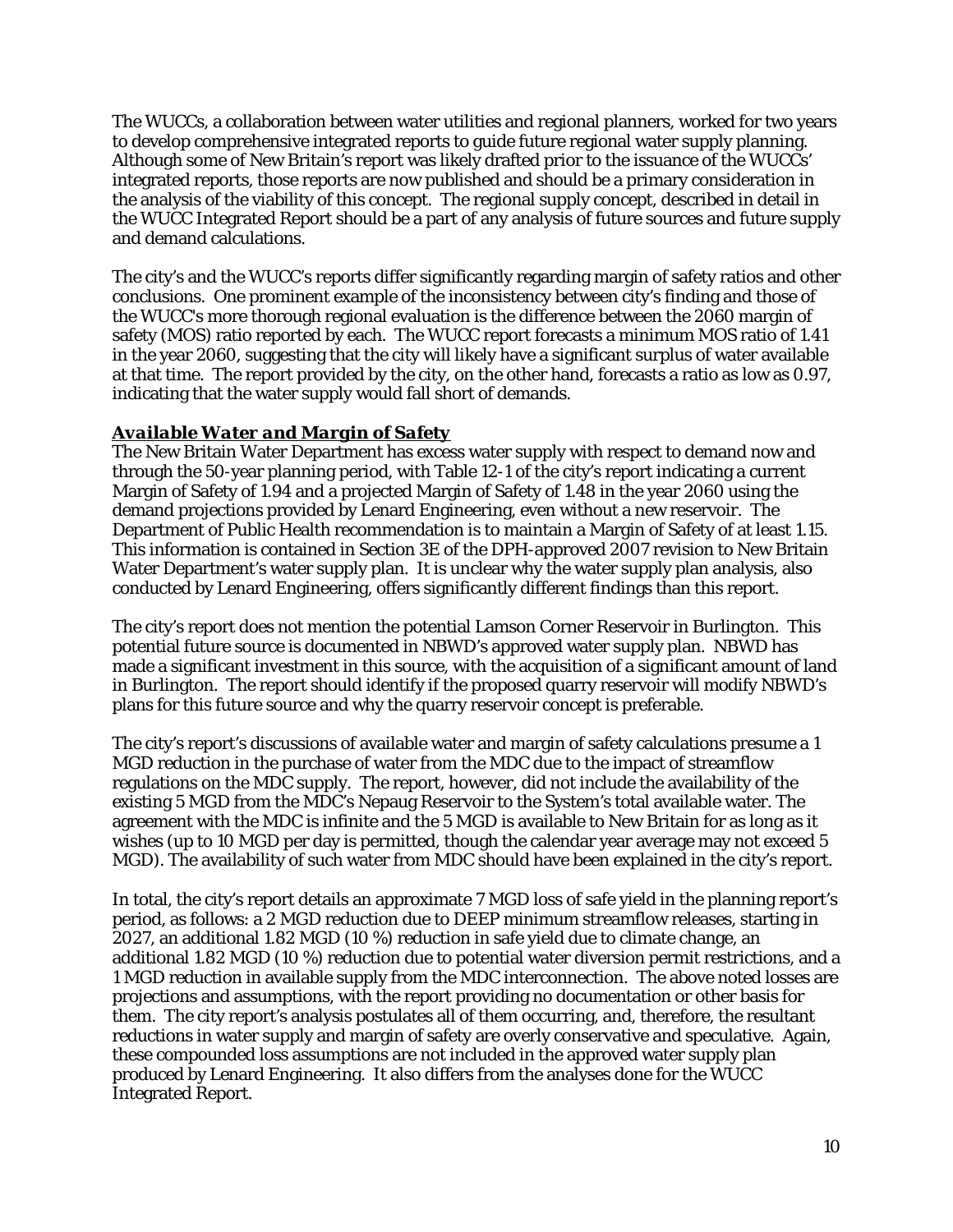The WUCCs, a collaboration between water utilities and regional planners, worked for two years to develop comprehensive integrated reports to guide future regional water supply planning. Although some of New Britain's report was likely drafted prior to the issuance of the WUCCs' integrated reports, those reports are now published and should be a primary consideration in the analysis of the viability of this concept. The regional supply concept, described in detail in the WUCC Integrated Report should be a part of any analysis of future sources and future supply and demand calculations.

The city's and the WUCC's reports differ significantly regarding margin of safety ratios and other conclusions. One prominent example of the inconsistency between city's finding and those of the WUCC's more thorough regional evaluation is the difference between the 2060 margin of safety (MOS) ratio reported by each. The WUCC report forecasts a minimum MOS ratio of 1.41 in the year 2060, suggesting that the city will likely have a significant surplus of water available at that time. The report provided by the city, on the other hand, forecasts a ratio as low as 0.97, indicating that the water supply would fall short of demands.

***Available Water and Margin of Safety***

The New Britain Water Department has excess water supply with respect to demand now and through the 50-year planning period, with Table 12-1 of the city's report indicating a current Margin of Safety of 1.94 and a projected Margin of Safety of 1.48 in the year 2060 using the demand projections provided by Lenard Engineering, even without a new reservoir. The Department of Public Health recommendation is to maintain a Margin of Safety of at least 1.15. This information is contained in Section 3E of the DPH-approved 2007 revision to New Britain Water Department's water supply plan. It is unclear why the water supply plan analysis, also conducted by Lenard Engineering, offers significantly different findings than this report.

The city's report does not mention the potential Lamson Corner Reservoir in Burlington. This potential future source is documented in NBWD's approved water supply plan. NBWD has made a significant investment in this source, with the acquisition of a significant amount of land in Burlington. The report should identify if the proposed quarry reservoir will modify NBWD's plans for this future source and why the quarry reservoir concept is preferable.

The city's report's discussions of available water and margin of safety calculations presume a 1 MGD reduction in the purchase of water from the MDC due to the impact of streamflow regulations on the MDC supply. The report, however, did not include the availability of the existing 5 MGD from the MDC's Nepaug Reservoir to the System's total available water. The agreement with the MDC is infinite and the 5 MGD is available to New Britain for as long as it wishes (up to 10 MGD per day is permitted, though the calendar year average may not exceed 5 MGD). The availability of such water from MDC should have been explained in the city's report.

In total, the city's report details an approximate 7 MGD loss of safe yield in the planning report's period, as follows: a 2 MGD reduction due to DEEP minimum streamflow releases, starting in 2027, an additional 1.82 MGD (10 %) reduction in safe yield due to climate change, an additional 1.82 MGD (10 %) reduction due to potential water diversion permit restrictions, and a 1 MGD reduction in available supply from the MDC interconnection. The above noted losses are projections and assumptions, with the report providing no documentation or other basis for them. The city report's analysis postulates all of them occurring, and, therefore, the resultant reductions in water supply and margin of safety are overly conservative and speculative. Again, these compounded loss assumptions are not included in the approved water supply plan produced by Lenard Engineering. It also differs from the analyses done for the WUCC Integrated Report.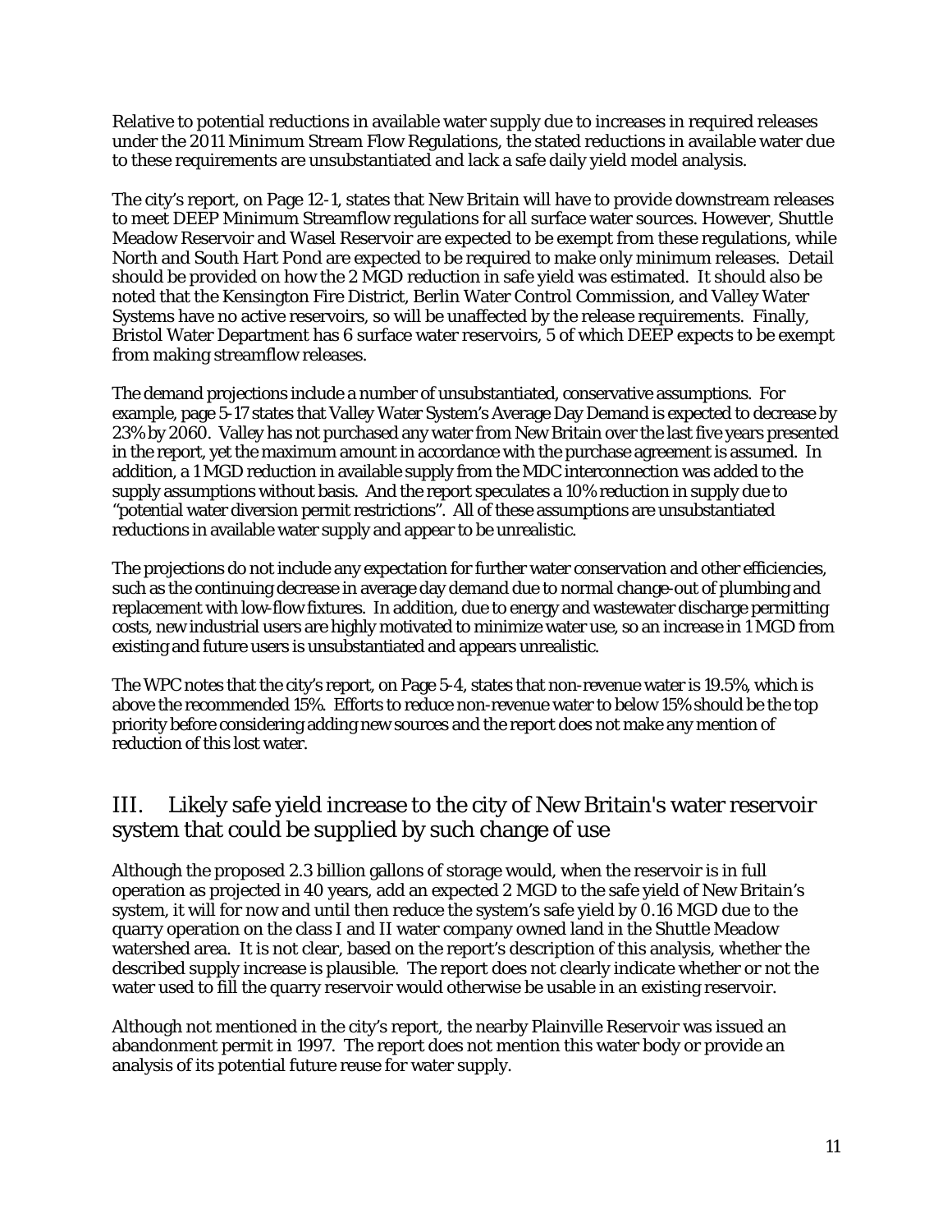Relative to potential reductions in available water supply due to increases in required releases under the 2011 Minimum Stream Flow Regulations, the stated reductions in available water due to these requirements are unsubstantiated and lack a safe daily yield model analysis.

The city's report, on Page 12-1, states that New Britain will have to provide downstream releases to meet DEEP Minimum Streamflow regulations for all surface water sources. However, Shuttle Meadow Reservoir and Wasel Reservoir are expected to be exempt from these regulations, while North and South Hart Pond are expected to be required to make only minimum releases. Detail should be provided on how the 2 MGD reduction in safe yield was estimated. It should also be noted that the Kensington Fire District, Berlin Water Control Commission, and Valley Water Systems have no active reservoirs, so will be unaffected by the release requirements. Finally, Bristol Water Department has 6 surface water reservoirs, 5 of which DEEP expects to be exempt from making streamflow releases.

The demand projections include a number of unsubstantiated, conservative assumptions. For example, page 5-17 states that Valley Water System's Average Day Demand is expected to decrease by 23% by 2060. Valley has not purchased any water from New Britain over the last five years presented in the report, yet the maximum amount in accordance with the purchase agreement is assumed. In addition, a 1 MGD reduction in available supply from the MDC interconnection was added to the supply assumptions without basis. And the report speculates a 10% reduction in supply due to "potential water diversion permit restrictions". All of these assumptions are unsubstantiated reductions in available water supply and appear to be unrealistic.

The projections do not include any expectation for further water conservation and other efficiencies, such as the continuing decrease in average day demand due to normal change-out of plumbing and replacement with low-flow fixtures. In addition, due to energy and wastewater discharge permitting costs, new industrial users are highly motivated to minimize water use, so an increase in 1 MGD from existing and future users is unsubstantiated and appears unrealistic.

The WPC notes that the city's report, on Page 5-4, states that non-revenue water is 19.5%, which is above the recommended 15%. Efforts to reduce non-revenue water to below 15% should be the top priority before considering adding new sources and the report does not make any mention of reduction of this lost water.

## III. Likely safe yield increase to the city of New Britain's water reservoir system that could be supplied by such change of use

Although the proposed 2.3 billion gallons of storage would, when the reservoir is in full operation as projected in 40 years, add an expected 2 MGD to the safe yield of New Britain's system, it will for now and until then reduce the system's safe yield by 0.16 MGD due to the quarry operation on the class I and II water company owned land in the Shuttle Meadow watershed area. It is not clear, based on the report's description of this analysis, whether the described supply increase is plausible. The report does not clearly indicate whether or not the water used to fill the quarry reservoir would otherwise be usable in an existing reservoir.

Although not mentioned in the city's report, the nearby Plainville Reservoir was issued an abandonment permit in 1997. The report does not mention this water body or provide an analysis of its potential future reuse for water supply.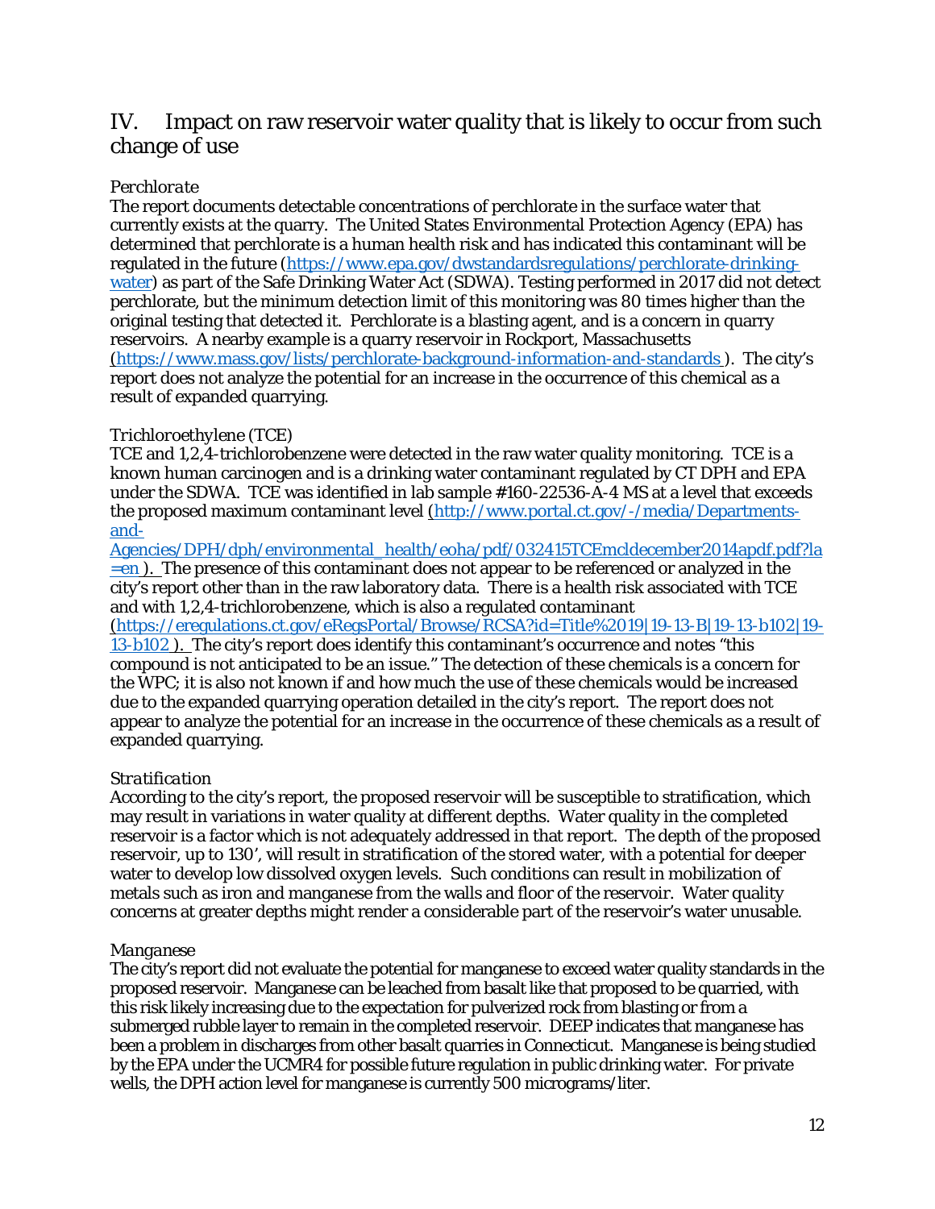## IV. Impact on raw reservoir water quality that is likely to occur from such change of use

*Perchlorate*

The report documents detectable concentrations of perchlorate in the surface water that currently exists at the quarry. The United States Environmental Protection Agency (EPA) has determined that perchlorate is a human health risk and has indicated this contaminant will be regulated in the future (https://www.epa.gov/dwstandardsregulations/perchlorate-drinking-water) as part of the Safe Drinking Water Act (SDWA). Testing performed in 2017 did not detect perchlorate, but the minimum detection limit of this monitoring was 80 times higher than the original testing that detected it. Perchlorate is a blasting agent, and is a concern in quarry reservoirs. A nearby example is a quarry reservoir in Rockport, Massachusetts (https://www.mass.gov/lists/perchlorate-background-information-and-standards ). The city's report does not analyze the potential for an increase in the occurrence of this chemical as a result of expanded quarrying.

*Trichloroethylene (TCE)*

TCE and 1,2,4-trichlorobenzene were detected in the raw water quality monitoring. TCE is a known human carcinogen and is a drinking water contaminant regulated by CT DPH and EPA under the SDWA. TCE was identified in lab sample #160-22536-A-4 MS at a level that exceeds the proposed maximum contaminant level (http://www.portal.ct.gov/-/media/Departments-and-Agencies/DPH/dph/environmental_health/eoha/pdf/032415TCEmcldecember2014apdf.pdf?la=en ). The presence of this contaminant does not appear to be referenced or analyzed in the city's report other than in the raw laboratory data. There is a health risk associated with TCE and with 1,2,4-trichlorobenzene, which is also a regulated contaminant (https://eregulations.ct.gov/eRegsPortal/Browse/RCSA?id=Title%2019|19-13-B|19-13-b102|19-13-b102 ). The city's report does identify this contaminant's occurrence and notes "this compound is not anticipated to be an issue." The detection of these chemicals is a concern for the WPC; it is also not known if and how much the use of these chemicals would be increased due to the expanded quarrying operation detailed in the city's report. The report does not appear to analyze the potential for an increase in the occurrence of these chemicals as a result of expanded quarrying.

*Stratification*

According to the city's report, the proposed reservoir will be susceptible to stratification, which may result in variations in water quality at different depths. Water quality in the completed reservoir is a factor which is not adequately addressed in that report. The depth of the proposed reservoir, up to 130', will result in stratification of the stored water, with a potential for deeper water to develop low dissolved oxygen levels. Such conditions can result in mobilization of metals such as iron and manganese from the walls and floor of the reservoir. Water quality concerns at greater depths might render a considerable part of the reservoir's water unusable.

*Manganese*

The city's report did not evaluate the potential for manganese to exceed water quality standards in the proposed reservoir. Manganese can be leached from basalt like that proposed to be quarried, with this risk likely increasing due to the expectation for pulverized rock from blasting or from a submerged rubble layer to remain in the completed reservoir. DEEP indicates that manganese has been a problem in discharges from other basalt quarries in Connecticut. Manganese is being studied by the EPA under the UCMR4 for possible future regulation in public drinking water. For private wells, the DPH action level for manganese is currently 500 micrograms/liter.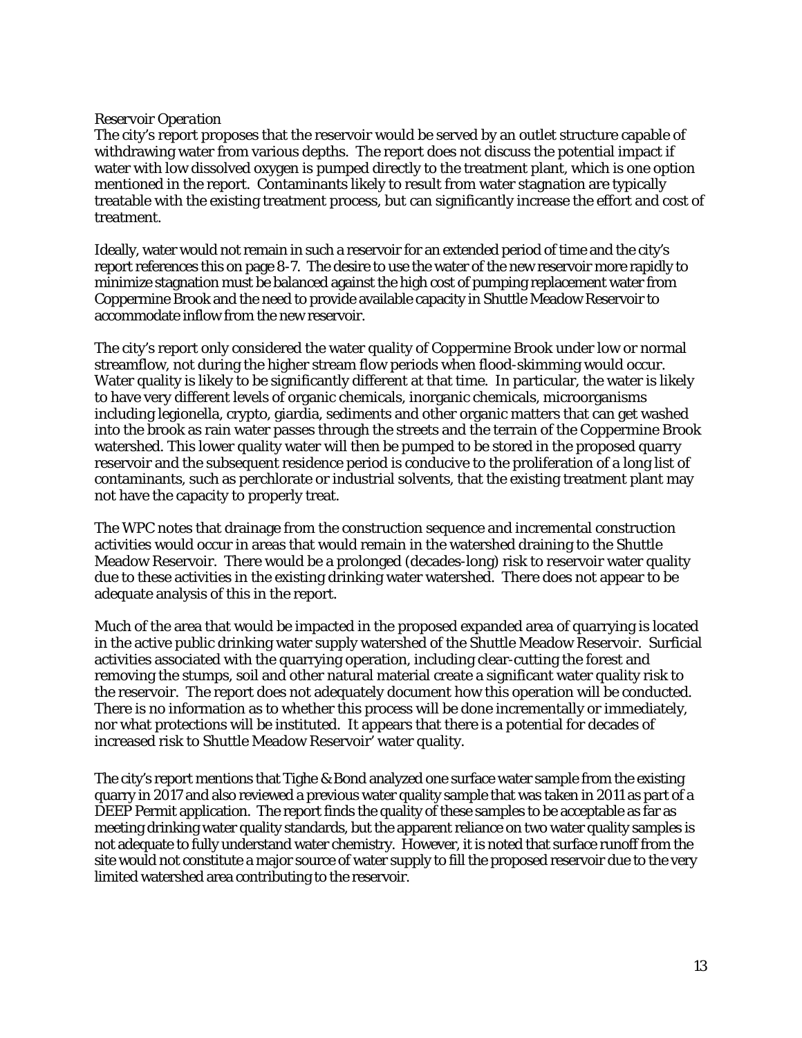*Reservoir Operation*

The city's report proposes that the reservoir would be served by an outlet structure capable of withdrawing water from various depths. The report does not discuss the potential impact if water with low dissolved oxygen is pumped directly to the treatment plant, which is one option mentioned in the report. Contaminants likely to result from water stagnation are typically treatable with the existing treatment process, but can significantly increase the effort and cost of treatment.

Ideally, water would not remain in such a reservoir for an extended period of time and the city's report references this on page 8-7. The desire to use the water of the new reservoir more rapidly to minimize stagnation must be balanced against the high cost of pumping replacement water from Coppermine Brook and the need to provide available capacity in Shuttle Meadow Reservoir to accommodate inflow from the new reservoir.

The city's report only considered the water quality of Coppermine Brook under low or normal streamflow, not during the higher stream flow periods when flood-skimming would occur. Water quality is likely to be significantly different at that time. In particular, the water is likely to have very different levels of organic chemicals, inorganic chemicals, microorganisms including legionella, crypto, giardia, sediments and other organic matters that can get washed into the brook as rain water passes through the streets and the terrain of the Coppermine Brook watershed. This lower quality water will then be pumped to be stored in the proposed quarry reservoir and the subsequent residence period is conducive to the proliferation of a long list of contaminants, such as perchlorate or industrial solvents, that the existing treatment plant may not have the capacity to properly treat.

The WPC notes that drainage from the construction sequence and incremental construction activities would occur in areas that would remain in the watershed draining to the Shuttle Meadow Reservoir. There would be a prolonged (decades-long) risk to reservoir water quality due to these activities in the existing drinking water watershed. There does not appear to be adequate analysis of this in the report.

Much of the area that would be impacted in the proposed expanded area of quarrying is located in the active public drinking water supply watershed of the Shuttle Meadow Reservoir. Surficial activities associated with the quarrying operation, including clear-cutting the forest and removing the stumps, soil and other natural material create a significant water quality risk to the reservoir. The report does not adequately document how this operation will be conducted. There is no information as to whether this process will be done incrementally or immediately, nor what protections will be instituted. It appears that there is a potential for decades of increased risk to Shuttle Meadow Reservoir' water quality.

The city's report mentions that Tighe & Bond analyzed one surface water sample from the existing quarry in 2017 and also reviewed a previous water quality sample that was taken in 2011 as part of a DEEP Permit application. The report finds the quality of these samples to be acceptable as far as meeting drinking water quality standards, but the apparent reliance on two water quality samples is not adequate to fully understand water chemistry. However, it is noted that surface runoff from the site would not constitute a major source of water supply to fill the proposed reservoir due to the very limited watershed area contributing to the reservoir.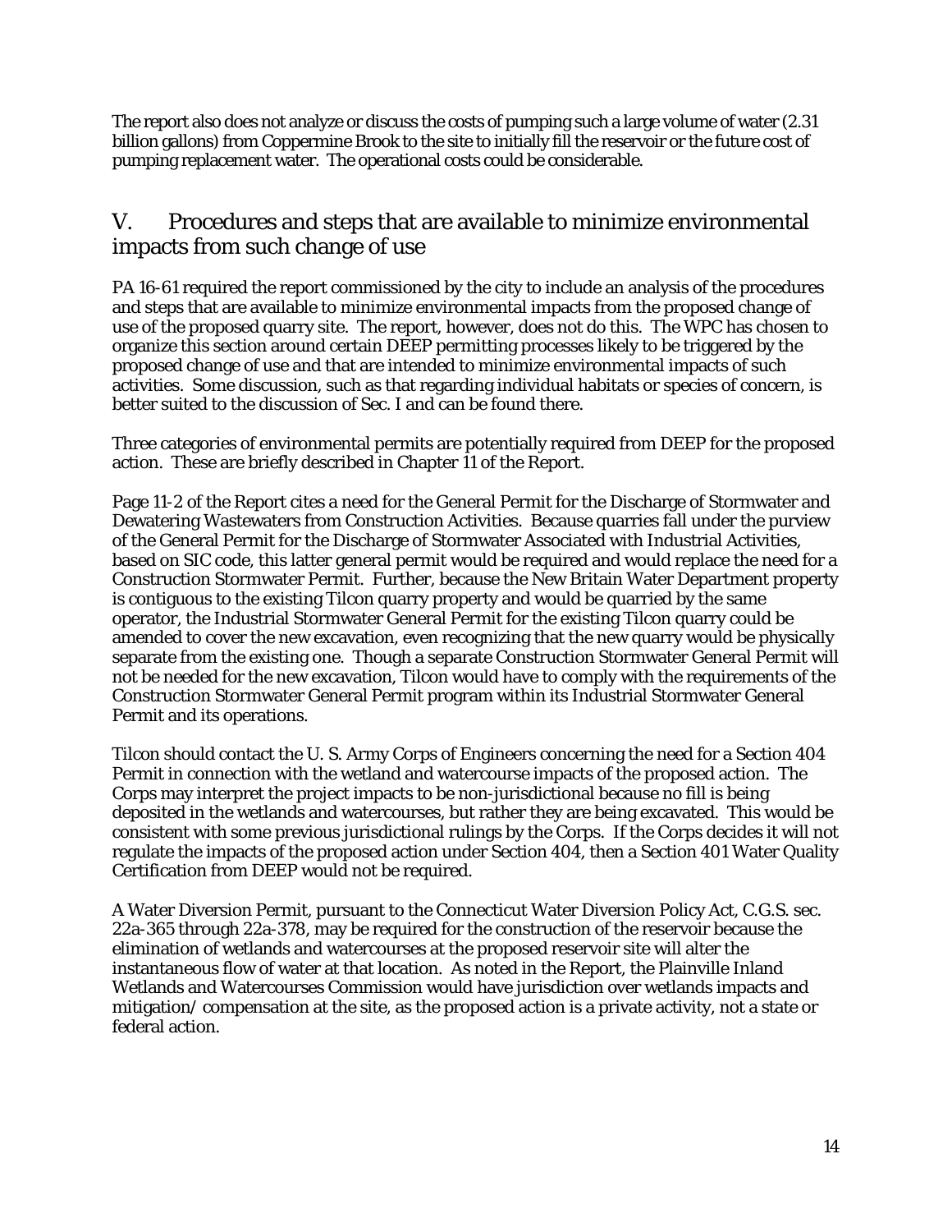The report also does not analyze or discuss the costs of pumping such a large volume of water (2.31 billion gallons) from Coppermine Brook to the site to initially fill the reservoir or the future cost of pumping replacement water. The operational costs could be considerable.

## V. Procedures and steps that are available to minimize environmental impacts from such change of use

PA 16-61 required the report commissioned by the city to include an analysis of the procedures and steps that are available to minimize environmental impacts from the proposed change of use of the proposed quarry site. The report, however, does not do this. The WPC has chosen to organize this section around certain DEEP permitting processes likely to be triggered by the proposed change of use and that are intended to minimize environmental impacts of such activities. Some discussion, such as that regarding individual habitats or species of concern, is better suited to the discussion of Sec. I and can be found there.

Three categories of environmental permits are potentially required from DEEP for the proposed action. These are briefly described in Chapter 11 of the Report.

Page 11-2 of the Report cites a need for the General Permit for the Discharge of Stormwater and Dewatering Wastewaters from Construction Activities. Because quarries fall under the purview of the General Permit for the Discharge of Stormwater Associated with Industrial Activities, based on SIC code, this latter general permit would be required and would replace the need for a Construction Stormwater Permit. Further, because the New Britain Water Department property is contiguous to the existing Tilcon quarry property and would be quarried by the same operator, the Industrial Stormwater General Permit for the existing Tilcon quarry could be amended to cover the new excavation, even recognizing that the new quarry would be physically separate from the existing one. Though a separate Construction Stormwater General Permit will not be needed for the new excavation, Tilcon would have to comply with the requirements of the Construction Stormwater General Permit program within its Industrial Stormwater General Permit and its operations.

Tilcon should contact the U. S. Army Corps of Engineers concerning the need for a Section 404 Permit in connection with the wetland and watercourse impacts of the proposed action. The Corps may interpret the project impacts to be non-jurisdictional because no fill is being deposited in the wetlands and watercourses, but rather they are being excavated. This would be consistent with some previous jurisdictional rulings by the Corps. If the Corps decides it will not regulate the impacts of the proposed action under Section 404, then a Section 401 Water Quality Certification from DEEP would not be required.

A Water Diversion Permit, pursuant to the Connecticut Water Diversion Policy Act, C.G.S. sec. 22a-365 through 22a-378, may be required for the construction of the reservoir because the elimination of wetlands and watercourses at the proposed reservoir site will alter the instantaneous flow of water at that location. As noted in the Report, the Plainville Inland Wetlands and Watercourses Commission would have jurisdiction over wetlands impacts and mitigation/ compensation at the site, as the proposed action is a private activity, not a state or federal action.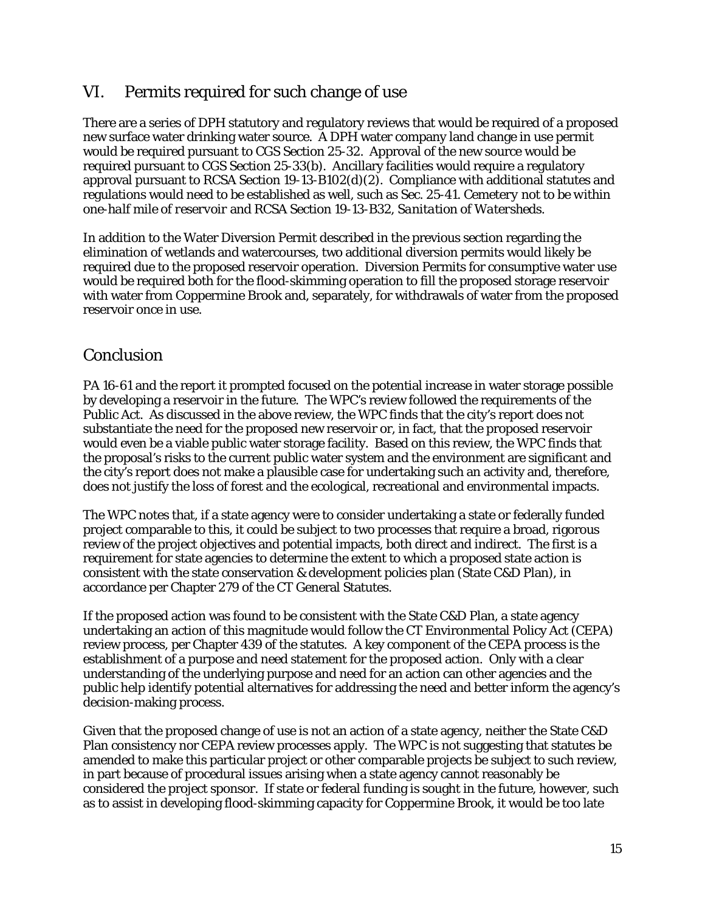## VI. Permits required for such change of use

There are a series of DPH statutory and regulatory reviews that would be required of a proposed new surface water drinking water source. A DPH water company land change in use permit would be required pursuant to CGS Section 25-32. Approval of the new source would be required pursuant to CGS Section 25-33(b). Ancillary facilities would require a regulatory approval pursuant to RCSA Section 19-13-B102(d)(2). Compliance with additional statutes and regulations would need to be established as well, such as Sec. 25-41. *Cemetery not to be within one-half mile of reservoir* and RCSA Section 19-13-B32, *Sanitation of Watersheds.*

In addition to the Water Diversion Permit described in the previous section regarding the elimination of wetlands and watercourses, two additional diversion permits would likely be required due to the proposed reservoir operation. Diversion Permits for consumptive water use would be required both for the flood-skimming operation to fill the proposed storage reservoir with water from Coppermine Brook and, separately, for withdrawals of water from the proposed reservoir once in use.

## Conclusion

PA 16-61 and the report it prompted focused on the potential increase in water storage possible by developing a reservoir in the future. The WPC's review followed the requirements of the Public Act. As discussed in the above review, the WPC finds that the city's report does not substantiate the need for the proposed new reservoir or, in fact, that the proposed reservoir would even be a viable public water storage facility. Based on this review, the WPC finds that the proposal's risks to the current public water system and the environment are significant and the city's report does not make a plausible case for undertaking such an activity and, therefore, does not justify the loss of forest and the ecological, recreational and environmental impacts.

The WPC notes that, if a state agency were to consider undertaking a state or federally funded project comparable to this, it could be subject to two processes that require a broad, rigorous review of the project objectives and potential impacts, both direct and indirect. The first is a requirement for state agencies to determine the extent to which a proposed state action is consistent with the state conservation & development policies plan (State C&D Plan), in accordance per Chapter 279 of the CT General Statutes.

If the proposed action was found to be consistent with the State C&D Plan, a state agency undertaking an action of this magnitude would follow the CT Environmental Policy Act (CEPA) review process, per Chapter 439 of the statutes. A key component of the CEPA process is the establishment of a purpose and need statement for the proposed action. Only with a clear understanding of the underlying purpose and need for an action can other agencies and the public help identify potential alternatives for addressing the need and better inform the agency's decision-making process.

Given that the proposed change of use is not an action of a state agency, neither the State C&D Plan consistency nor CEPA review processes apply. The WPC is not suggesting that statutes be amended to make this particular project or other comparable projects be subject to such review, in part because of procedural issues arising when a state agency cannot reasonably be considered the project sponsor. If state or federal funding is sought in the future, however, such as to assist in developing flood-skimming capacity for Coppermine Brook, it would be too late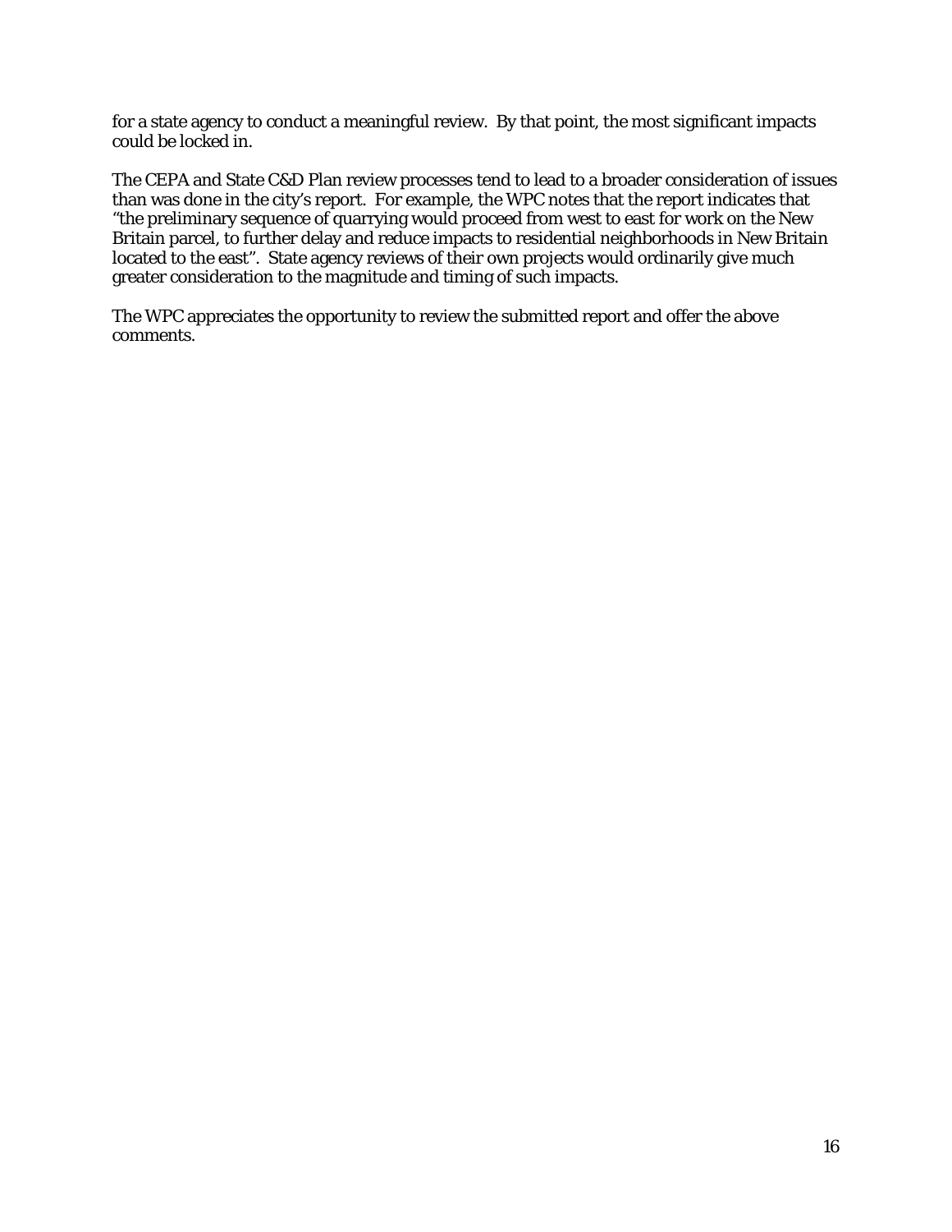for a state agency to conduct a meaningful review. By that point, the most significant impacts could be locked in.

The CEPA and State C&D Plan review processes tend to lead to a broader consideration of issues than was done in the city's report. For example, the WPC notes that the report indicates that "the preliminary sequence of quarrying would proceed from west to east for work on the New Britain parcel, to further delay and reduce impacts to residential neighborhoods in New Britain located to the east". State agency reviews of their own projects would ordinarily give much greater consideration to the magnitude and timing of such impacts.

The WPC appreciates the opportunity to review the submitted report and offer the above comments.